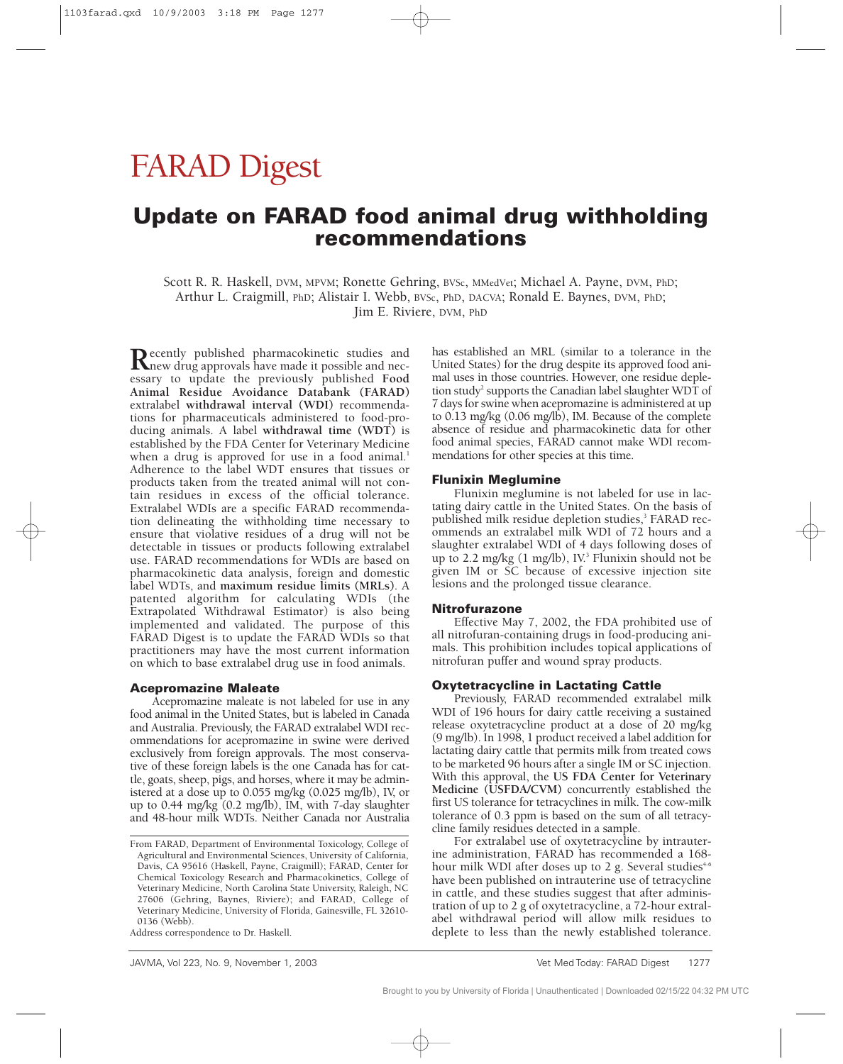# FARAD Digest

## Update on FARAD food animal drug withholding recommendations

Scott R. R. Haskell, DVM, MPVM; Ronette Gehring, BVSc, MMedVet; Michael A. Payne, DVM, PhD; Arthur L. Craigmill, PhD; Alistair I. Webb, BVSc, PhD, DACVA; Ronald E. Baynes, DVM, PhD; Jim E. Riviere, DVM, PhD

Recently published pharmacokinetic studies and new drug approvals have made it possible and necessary to update the previously published **Food Animal Residue Avoidance Databank (FARAD)** extralabel **withdrawal interval (WDI)** recommendations for pharmaceuticals administered to food-producing animals. A label **withdrawal time (WDT)** is established by the FDA Center for Veterinary Medicine when a drug is approved for use in a food animal.[1] Adherence to the label WDT ensures that tissues or products taken from the treated animal will not contain residues in excess of the official tolerance. Extralabel WDIs are a specific FARAD recommendation delineating the withholding time necessary to ensure that violative residues of a drug will not be detectable in tissues or products following extralabel use. FARAD recommendations for WDIs are based on pharmacokinetic data analysis, foreign and domestic label WDTs, and **maximum residue limits (MRLs)**. A patented algorithm for calculating WDIs (the Extrapolated Withdrawal Estimator) is also being implemented and validated. The purpose of this FARAD Digest is to update the FARAD WDIs so that practitioners may have the most current information on which to base extralabel drug use in food animals.

### Acepromazine Maleate

Acepromazine maleate is not labeled for use in any food animal in the United States, but is labeled in Canada and Australia. Previously, the FARAD extralabel WDI recommendations for acepromazine in swine were derived exclusively from foreign approvals. The most conservative of these foreign labels is the one Canada has for cattle, goats, sheep, pigs, and horses, where it may be administered at a dose up to 0.055 mg/kg (0.025 mg/lb), IV, or up to 0.44 mg/kg (0.2 mg/lb), IM, with 7-day slaughter and 48-hour milk WDTs. Neither Canada nor Australia has established an MRL (similar to a tolerance in the United States) for the drug despite its approved food animal uses in those countries. However, one residue depletion study[2] supports the Canadian label slaughter WDT of 7 days for swine when acepromazine is administered at up to 0.13 mg/kg (0.06 mg/lb), IM. Because of the complete absence of residue and pharmacokinetic data for other food animal species, FARAD cannot make WDI recommendations for other species at this time.

### Flunixin Meglumine

Flunixin meglumine is not labeled for use in lactating dairy cattle in the United States. On the basis of published milk residue depletion studies,[3] FARAD recommends an extralabel milk WDI of 72 hours and a slaughter extralabel WDI of 4 days following doses of up to 2.2 mg/kg (1 mg/lb), IV.[3] Flunixin should not be given IM or SC because of excessive injection site lesions and the prolonged tissue clearance.

### Nitrofurazone

Effective May 7, 2002, the FDA prohibited use of all nitrofuran-containing drugs in food-producing animals. This prohibition includes topical applications of nitrofuran puffer and wound spray products.

### Oxytetracycline in Lactating Cattle

Previously, FARAD recommended extralabel milk WDI of 196 hours for dairy cattle receiving a sustained release oxytetracycline product at a dose of 20 mg/kg (9 mg/lb). In 1998, 1 product received a label addition for lactating dairy cattle that permits milk from treated cows to be marketed 96 hours after a single IM or SC injection. With this approval, the **US FDA Center for Veterinary Medicine (USFDA/CVM)** concurrently established the first US tolerance for tetracyclines in milk. The cow-milk tolerance of 0.3 ppm is based on the sum of all tetracycline family residues detected in a sample.

For extralabel use of oxytetracycline by intrauterine administration, FARAD has recommended a 168-hour milk WDI after doses up to 2 g. Several studies[4-6] have been published on intrauterine use of tetracycline in cattle, and these studies suggest that after administration of up to 2 g of oxytetracycline, a 72-hour extralabel withdrawal period will allow milk residues to deplete to less than the newly established tolerance.

From FARAD, Department of Environmental Toxicology, College of Agricultural and Environmental Sciences, University of California, Davis, CA 95616 (Haskell, Payne, Craigmill); FARAD, Center for Chemical Toxicology Research and Pharmacokinetics, College of Veterinary Medicine, North Carolina State University, Raleigh, NC 27606 (Gehring, Baynes, Riviere); and FARAD, College of Veterinary Medicine, University of Florida, Gainesville, FL 32610-0136 (Webb).

Address correspondence to Dr. Haskell.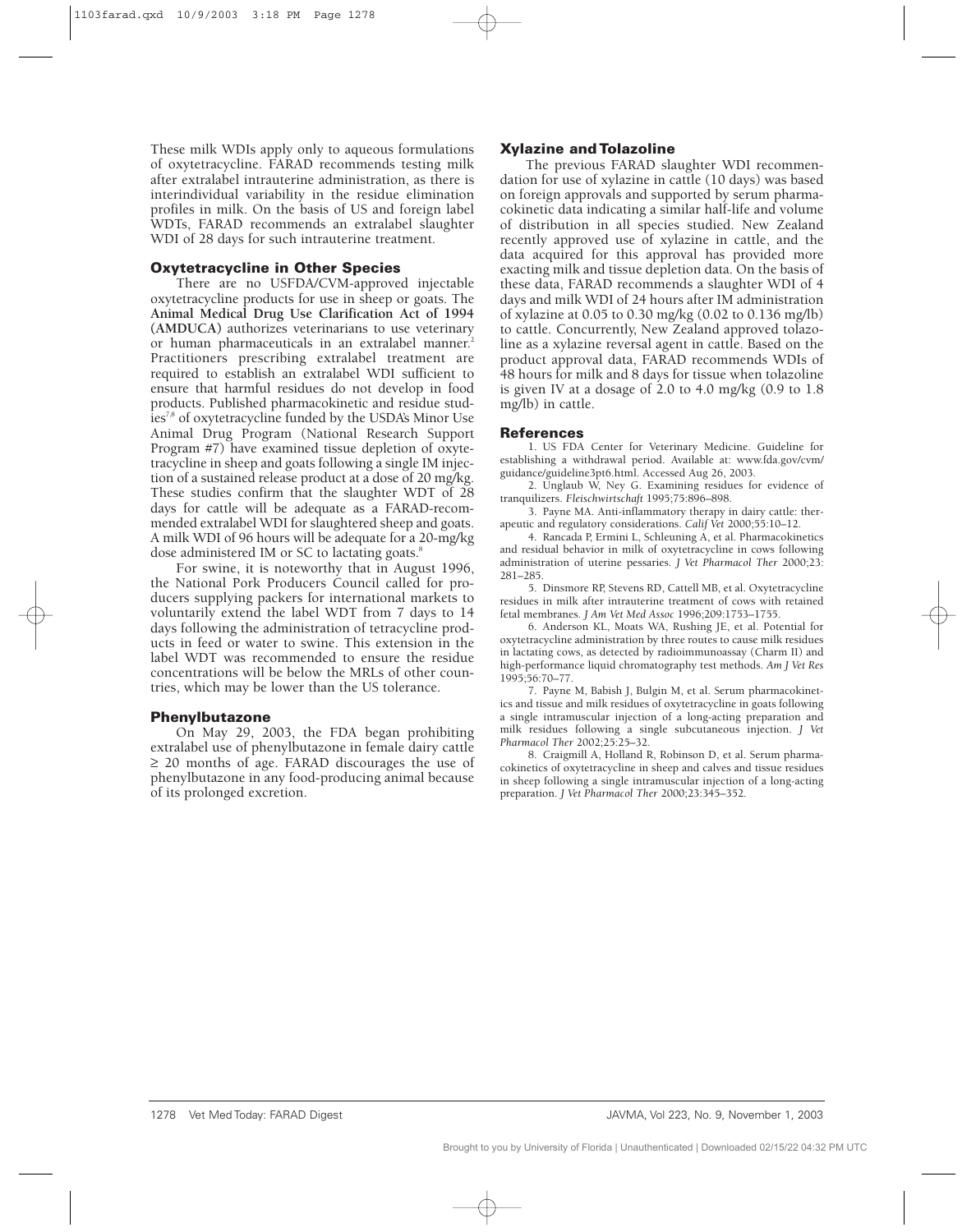These milk WDIs apply only to aqueous formulations of oxytetracycline. FARAD recommends testing milk after extralabel intrauterine administration, as there is interindividual variability in the residue elimination profiles in milk. On the basis of US and foreign label WDTs, FARAD recommends an extralabel slaughter WDI of 28 days for such intrauterine treatment.

### Oxytetracycline in Other Species

There are no USFDA/CVM-approved injectable oxytetracycline products for use in sheep or goats. The **Animal Medical Drug Use Clarification Act of 1994 (AMDUCA)** authorizes veterinarians to use veterinary or human pharmaceuticals in an extralabel manner.[2] Practitioners prescribing extralabel treatment are required to establish an extralabel WDI sufficient to ensure that harmful residues do not develop in food products. Published pharmacokinetic and residue studies[7,8] of oxytetracycline funded by the USDA's Minor Use Animal Drug Program (National Research Support Program #7) have examined tissue depletion of oxytetracycline in sheep and goats following a single IM injection of a sustained release product at a dose of 20 mg/kg. These studies confirm that the slaughter WDT of 28 days for cattle will be adequate as a FARAD-recommended extralabel WDI for slaughtered sheep and goats. A milk WDI of 96 hours will be adequate for a 20-mg/kg dose administered IM or SC to lactating goats.[8]

For swine, it is noteworthy that in August 1996, the National Pork Producers Council called for producers supplying packers for international markets to voluntarily extend the label WDT from 7 days to 14 days following the administration of tetracycline products in feed or water to swine. This extension in the label WDT was recommended to ensure the residue concentrations will be below the MRLs of other countries, which may be lower than the US tolerance.

### Phenylbutazone

On May 29, 2003, the FDA began prohibiting extralabel use of phenylbutazone in female dairy cattle ≥ 20 months of age. FARAD discourages the use of phenylbutazone in any food-producing animal because of its prolonged excretion.

### Xylazine and Tolazoline

The previous FARAD slaughter WDI recommendation for use of xylazine in cattle (10 days) was based on foreign approvals and supported by serum pharmacokinetic data indicating a similar half-life and volume of distribution in all species studied. New Zealand recently approved use of xylazine in cattle, and the data acquired for this approval has provided more exacting milk and tissue depletion data. On the basis of these data, FARAD recommends a slaughter WDI of 4 days and milk WDI of 24 hours after IM administration of xylazine at 0.05 to 0.30 mg/kg (0.02 to 0.136 mg/lb) to cattle. Concurrently, New Zealand approved tolazoline as a xylazine reversal agent in cattle. Based on the product approval data, FARAD recommends WDIs of 48 hours for milk and 8 days for tissue when tolazoline is given IV at a dosage of 2.0 to 4.0 mg/kg (0.9 to 1.8 mg/lb) in cattle.

### References

1. US FDA Center for Veterinary Medicine. Guideline for establishing a withdrawal period. Available at: www.fda.gov/cvm/guidance/guideline3pt6.html. Accessed Aug 26, 2003.
2. Unglaub W, Ney G. Examining residues for evidence of tranquilizers. *Fleischwirtschaft* 1995;75:896–898.
3. Payne MA. Anti-inflammatory therapy in dairy cattle: therapeutic and regulatory considerations. *Calif Vet* 2000;55:10–12.
4. Rancada P, Ermini L, Schleuning A, et al. Pharmacokinetics and residual behavior in milk of oxytetracycline in cows following administration of uterine pessaries. *J Vet Pharmacol Ther* 2000;23:281–285.
5. Dinsmore RP, Stevens RD, Cattell MB, et al. Oxytetracycline residues in milk after intrauterine treatment of cows with retained fetal membranes. *J Am Vet Med Assoc* 1996;209:1753–1755.
6. Anderson KL, Moats WA, Rushing JE, et al. Potential for oxytetracycline administration by three routes to cause milk residues in lactating cows, as detected by radioimmunoassay (Charm II) and high-performance liquid chromatography test methods. *Am J Vet Res* 1995;56:70–77.
7. Payne M, Babish J, Bulgin M, et al. Serum pharmacokinetics and tissue and milk residues of oxytetracycline in goats following a single intramuscular injection of a long-acting preparation and milk residues following a single subcutaneous injection. *J Vet Pharmacol Ther* 2002;25:25–32.
8. Craigmill A, Holland R, Robinson D, et al. Serum pharmacokinetics of oxytetracycline in sheep and calves and tissue residues in sheep following a single intramuscular injection of a long-acting preparation. *J Vet Pharmacol Ther* 2000;23:345–352.